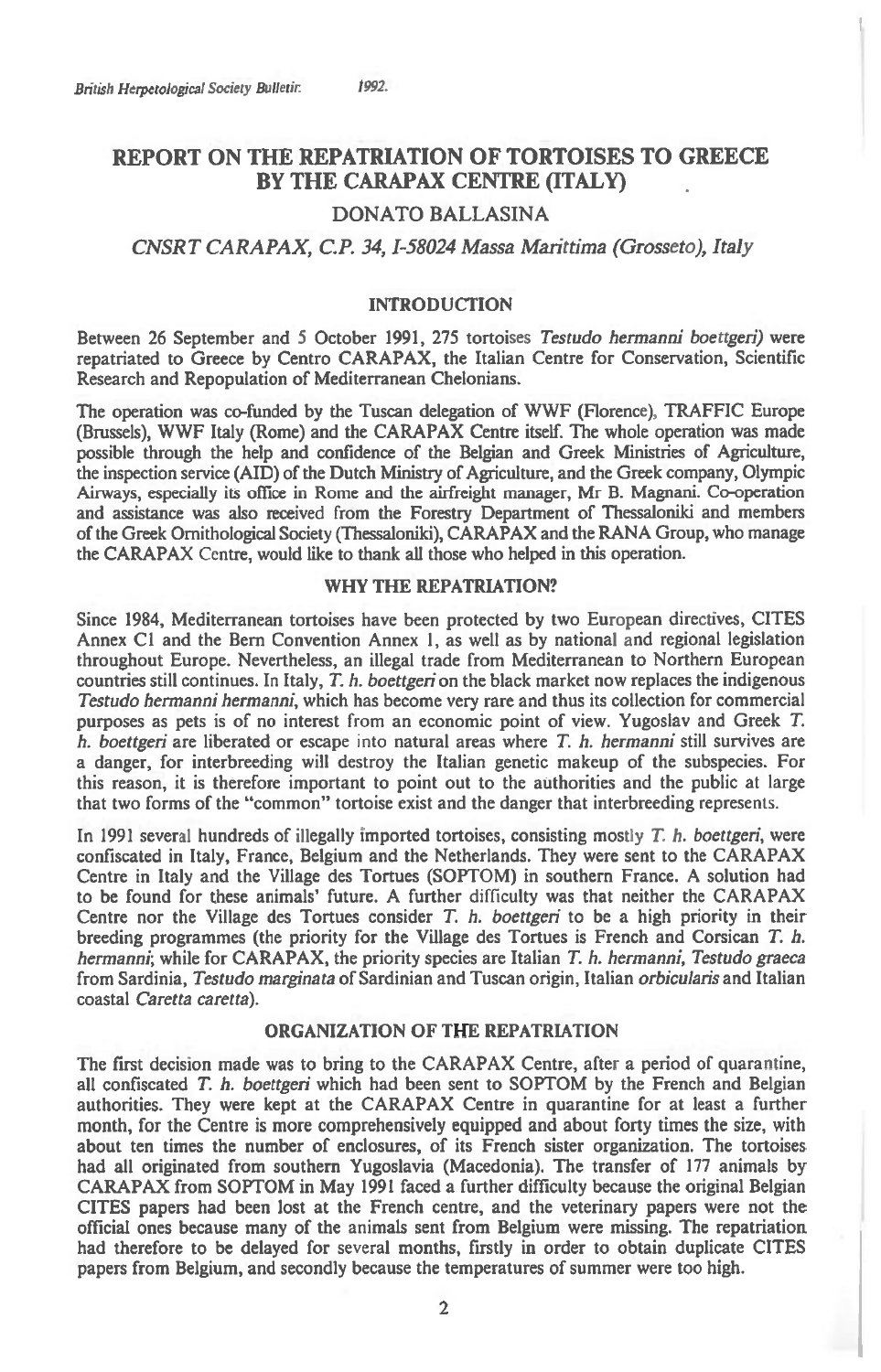# REPORT ON THE REPATRIATION OF TORTOISES TO GREECE BY THE CARAPAX CENTRE (ITALY)

DONATO BALLASINA

*CNSRT CARAPAX, C.P. 34, I-58024 Massa Marittima (Grosseto), Italy*

## INTRODUCTION

Between 26 September and 5 October 1991, 275 tortoises *Testudo hermanni boettgeri)* were repatriated to Greece by Centro CARAPAX, the Italian Centre for Conservation, Scientific Research and Repopulation of Mediterranean Chelonians.

The operation was co-funded by the Tuscan delegation of WWF (Florence), TRAFFIC Europe (Brussels), WWF Italy (Rome) and the CARAPAX Centre itself. The whole operation was made possible through the help and confidence of the Belgian and Greek Ministries of Agriculture, the inspection service (AID) of the Dutch Ministry of Agriculture, and the Greek company, Olympic Airways, especially its office in Rome and the airfreight manager, Mr B. Magnani. Co-operation and assistance was also received from the Forestry Department of Thessaloniki and members of the Greek Ornithological Society (Thessaloniki), CARAPAX and the RANA Group, who manage the CARAPAX Centre, would like to thank all those who helped in this operation.

## WHY THE REPATRIATION?

Since 1984, Mediterranean tortoises have been protected by two European directives, CITES Annex C1 and the Bern Convention Annex 1, as well as by national and regional legislation throughout Europe. Nevertheless, an illegal trade from Mediterranean to Northern European countries still continues. In Italy, *T. h. boettgeri* on the black market now replaces the indigenous *Testudo hermanni hermanni*, which has become very rare and thus its collection for commercial purposes as pets is of no interest from an economic point of view. Yugoslav and Greek *T. h. boettgeri* are liberated or escape into natural areas where *T. h. hermanni* still survives are a danger, for interbreeding will destroy the Italian genetic makeup of the subspecies. For this reason, it is therefore important to point out to the authorities and the public at large that two forms of the "common" tortoise exist and the danger that interbreeding represents.

In 1991 several hundreds of illegally imported tortoises, consisting mostly *T. h. boettgeri*, were confiscated in Italy, France, Belgium and the Netherlands. They were sent to the CARAPAX Centre in Italy and the Village des Tortues (SOPTOM) in southern France. A solution had to be found for these animals' future. A further difficulty was that neither the CARAPAX Centre nor the Village des Tortues consider *T. h. boettgeri* to be a high priority in their breeding programmes (the priority for the Village des Tortues is French and Corsican *T. h. hermanni*; while for CARAPAX, the priority species are Italian *T. h. hermanni*, *Testudo graeca* from Sardinia, *Testudo marginata* of Sardinian and Tuscan origin, Italian *orbicularis* and Italian coastal *Caretta caretta*).

## ORGANIZATION OF THE REPATRIATION

The first decision made was to bring to the CARAPAX Centre, after a period of quarantine, all confiscated *T. h. boettgeri* which had been sent to SOPTOM by the French and Belgian authorities. They were kept at the CARAPAX Centre in quarantine for at least a further month, for the Centre is more comprehensively equipped and about forty times the size, with about ten times the number of enclosures, of its French sister organization. The tortoises had all originated from southern Yugoslavia (Macedonia). The transfer of 177 animals by CARAPAX from SOPTOM in May 1991 faced a further difficulty because the original Belgian CITES papers had been lost at the French centre, and the veterinary papers were not the official ones because many of the animals sent from Belgium were missing. The repatriation had therefore to be delayed for several months, firstly in order to obtain duplicate CITES papers from Belgium, and secondly because the temperatures of summer were too high.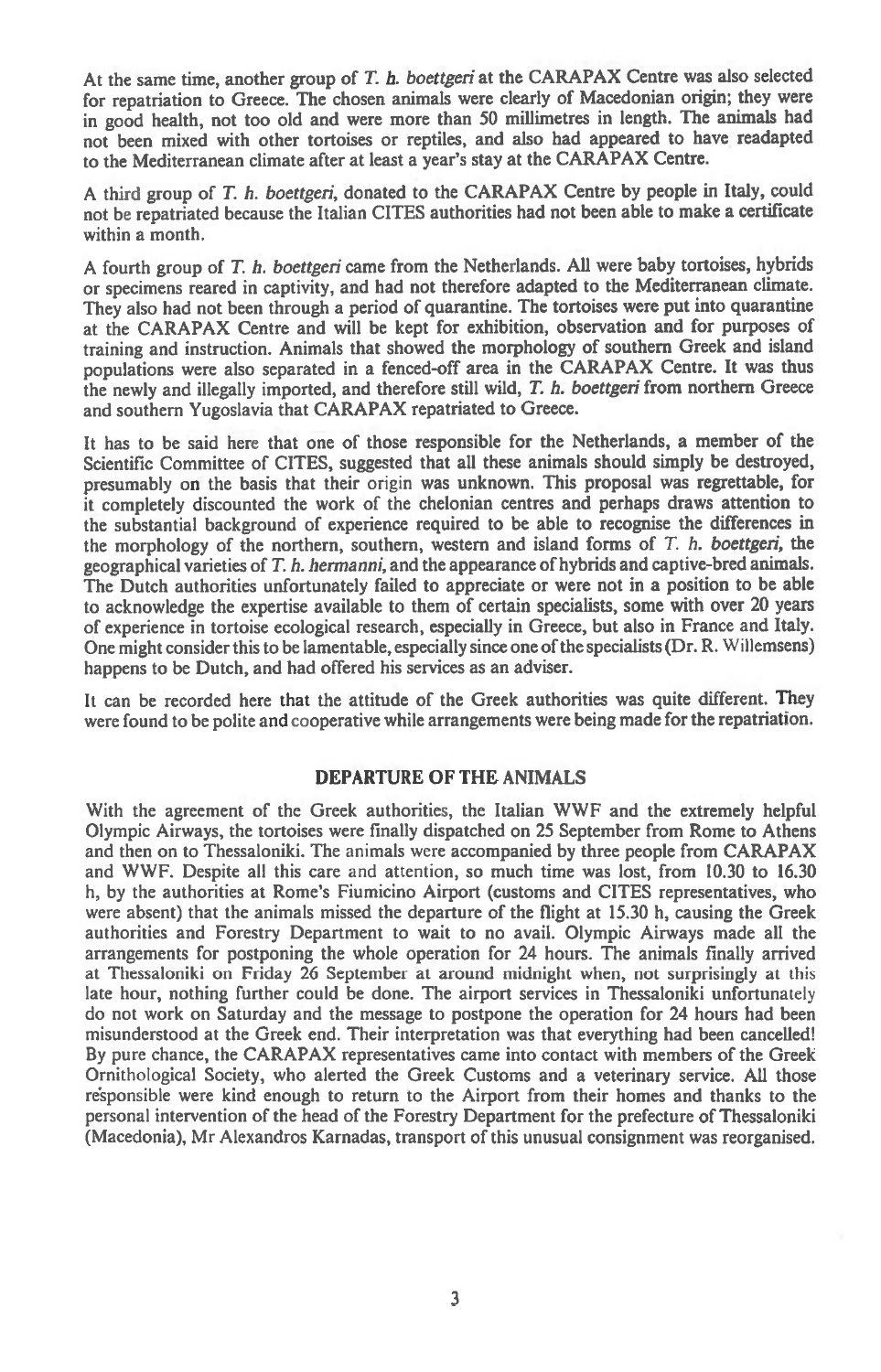At the same time, another group of *T. h. boettgeri* at the CARAPAX Centre was also selected for repatriation to Greece. The chosen animals were clearly of Macedonian origin; they were in good health, not too old and were more than 50 millimetres in length. The animals had not been mixed with other tortoises or reptiles, and also had appeared to have readapted to the Mediterranean climate after at least a year's stay at the CARAPAX Centre.

A third group of *T. h. boettgeri*, donated to the CARAPAX Centre by people in Italy, could not be repatriated because the Italian CITES authorities had not been able to make a certificate within a month.

A fourth group of *T. h. boettgeri* came from the Netherlands. All were baby tortoises, hybrids or specimens reared in captivity, and had not therefore adapted to the Mediterranean climate. They also had not been through a period of quarantine. The tortoises were put into quarantine at the CARAPAX Centre and will be kept for exhibition, observation and for purposes of training and instruction. Animals that showed the morphology of southern Greek and island populations were also separated in a fenced-off area in the CARAPAX Centre. It was thus the newly and illegally imported, and therefore still wild, *T. h. boettgeri* from northern Greece and southern Yugoslavia that CARAPAX repatriated to Greece.

It has to be said here that one of those responsible for the Netherlands, a member of the Scientific Committee of CITES, suggested that all these animals should simply be destroyed, presumably on the basis that their origin was unknown. This proposal was regrettable, for it completely discounted the work of the chelonian centres and perhaps draws attention to the substantial background of experience required to be able to recognise the differences in the morphology of the northern, southern, western and island forms of *T. h. boettgeri*, the geographical varieties of *T. h. hermanni*, and the appearance of hybrids and captive-bred animals. The Dutch authorities unfortunately failed to appreciate or were not in a position to be able to acknowledge the expertise available to them of certain specialists, some with over 20 years of experience in tortoise ecological research, especially in Greece, but also in France and Italy. One might consider this to be lamentable, especially since one of the specialists (Dr. R. Willemsens) happens to be Dutch, and had offered his services as an adviser.

It can be recorded here that the attitude of the Greek authorities was quite different. They were found to be polite and cooperative while arrangements were being made for the repatriation.

## DEPARTURE OF THE ANIMALS

With the agreement of the Greek authorities, the Italian WWF and the extremely helpful Olympic Airways, the tortoises were finally dispatched on 25 September from Rome to Athens and then on to Thessaloniki. The animals were accompanied by three people from CARAPAX and WWF. Despite all this care and attention, so much time was lost, from 10.30 to 16.30 h, by the authorities at Rome's Fiumicino Airport (customs and CITES representatives, who were absent) that the animals missed the departure of the flight at 15.30 h, causing the Greek authorities and Forestry Department to wait to no avail. Olympic Airways made all the arrangements for postponing the whole operation for 24 hours. The animals finally arrived at Thessaloniki on Friday 26 September at around midnight when, not surprisingly at this late hour, nothing further could be done. The airport services in Thessaloniki unfortunately do not work on Saturday and the message to postpone the operation for 24 hours had been misunderstood at the Greek end. Their interpretation was that everything had been cancelled! By pure chance, the CARAPAX representatives came into contact with members of the Greek Ornithological Society, who alerted the Greek Customs and a veterinary service. All those responsible were kind enough to return to the Airport from their homes and thanks to the personal intervention of the head of the Forestry Department for the prefecture of Thessaloniki (Macedonia), Mr Alexandros Karnadas, transport of this unusual consignment was reorganised.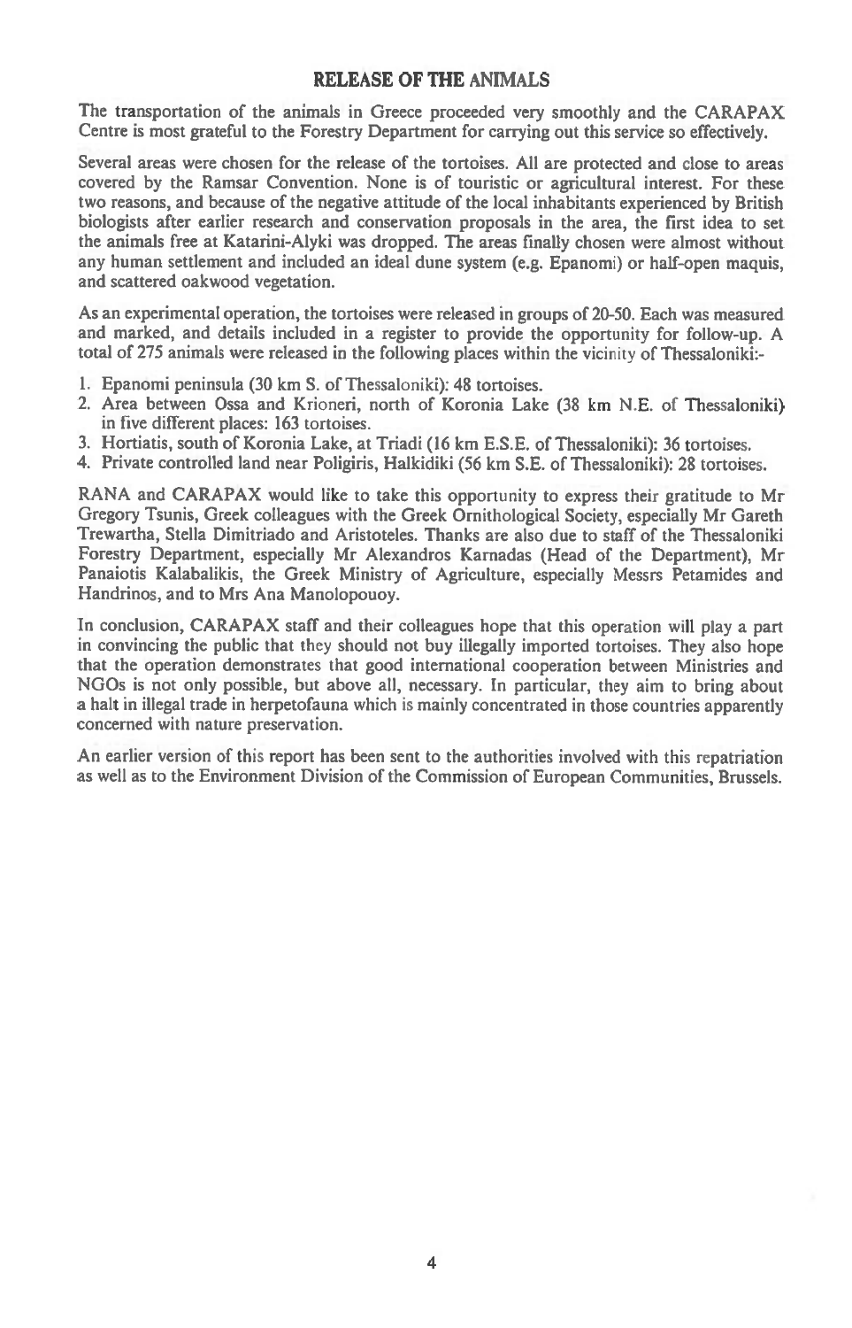## RELEASE OF THE ANIMALS

The transportation of the animals in Greece proceeded very smoothly and the CARAPAX Centre is most grateful to the Forestry Department for carrying out this service so effectively.

Several areas were chosen for the release of the tortoises. All are protected and close to areas covered by the Ramsar Convention. None is of touristic or agricultural interest. For these two reasons, and because of the negative attitude of the local inhabitants experienced by British biologists after earlier research and conservation proposals in the area, the first idea to set the animals free at Katarini-Alyki was dropped. The areas finally chosen were almost without any human settlement and included an ideal dune system (e.g. Epanomi) or half-open maquis, and scattered oakwood vegetation.

As an experimental operation, the tortoises were released in groups of 20-50. Each was measured and marked, and details included in a register to provide the opportunity for follow-up. A total of 275 animals were released in the following places within the vicinity of Thessaloniki:-

1. Epanomi peninsula (30 km S. of Thessaloniki): 48 tortoises.
2. Area between Ossa and Krioneri, north of Koronia Lake (38 km N.E. of Thessaloniki) in five different places: 163 tortoises.
3. Hortiatis, south of Koronia Lake, at Triadi (16 km E.S.E. of Thessaloniki): 36 tortoises.
4. Private controlled land near Poligiris, Halkidiki (56 km S.E. of Thessaloniki): 28 tortoises.

RANA and CARAPAX would like to take this opportunity to express their gratitude to Mr Gregory Tsunis, Greek colleagues with the Greek Ornithological Society, especially Mr Gareth Trewartha, Stella Dimitriado and Aristoteles. Thanks are also due to staff of the Thessaloniki Forestry Department, especially Mr Alexandros Karnadas (Head of the Department), Mr Panaiotis Kalabalikis, the Greek Ministry of Agriculture, especially Messrs Petamides and Handrinos, and to Mrs Ana Manolopouoy.

In conclusion, CARAPAX staff and their colleagues hope that this operation will play a part in convincing the public that they should not buy illegally imported tortoises. They also hope that the operation demonstrates that good international cooperation between Ministries and NGOs is not only possible, but above all, necessary. In particular, they aim to bring about a halt in illegal trade in herpetofauna which is mainly concentrated in those countries apparently concerned with nature preservation.

An earlier version of this report has been sent to the authorities involved with this repatriation as well as to the Environment Division of the Commission of European Communities, Brussels.